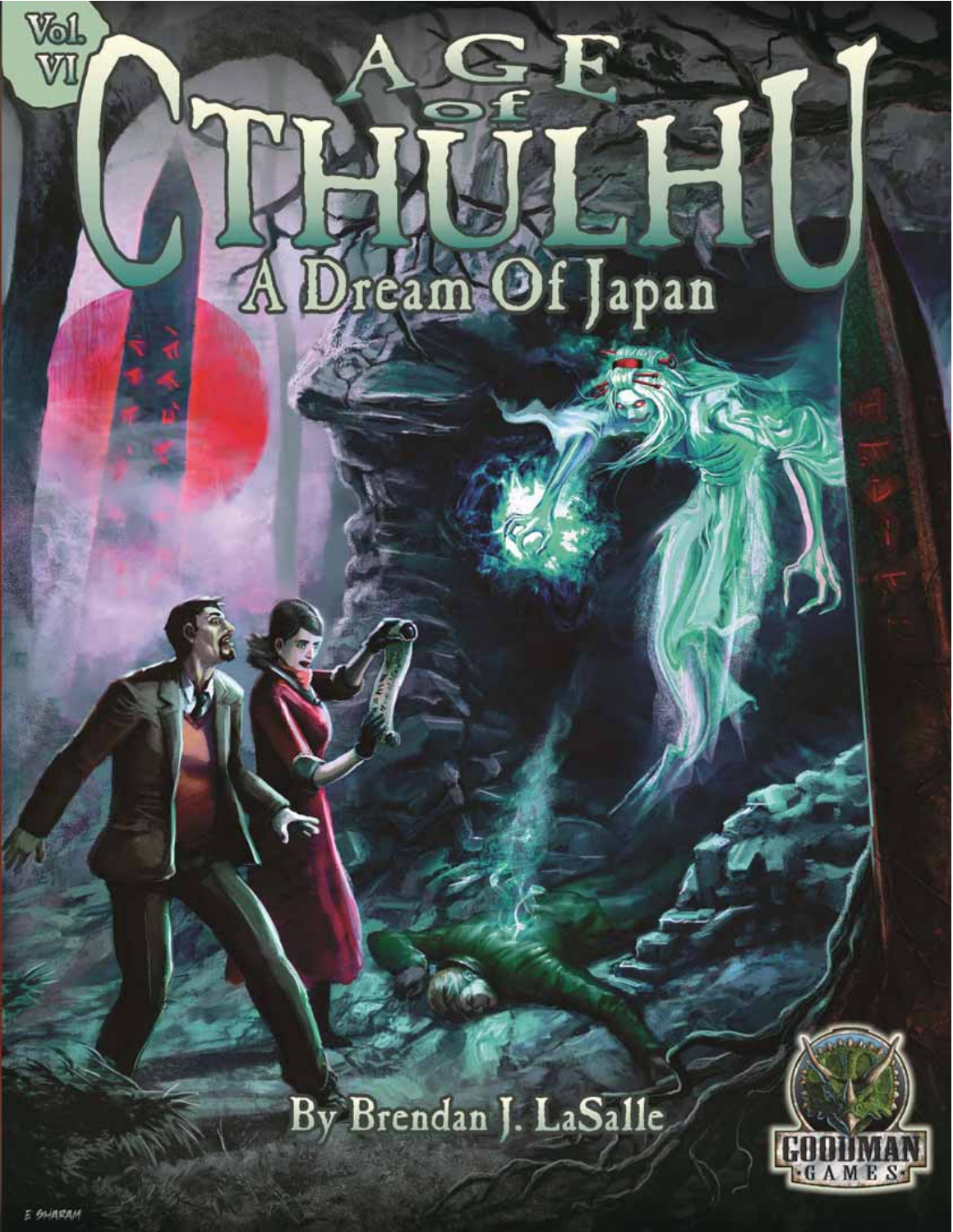Vol. VI

# Age of Cthulhu

## A Dream Of Japan

By Brendan J. LaSalle

Goodman Games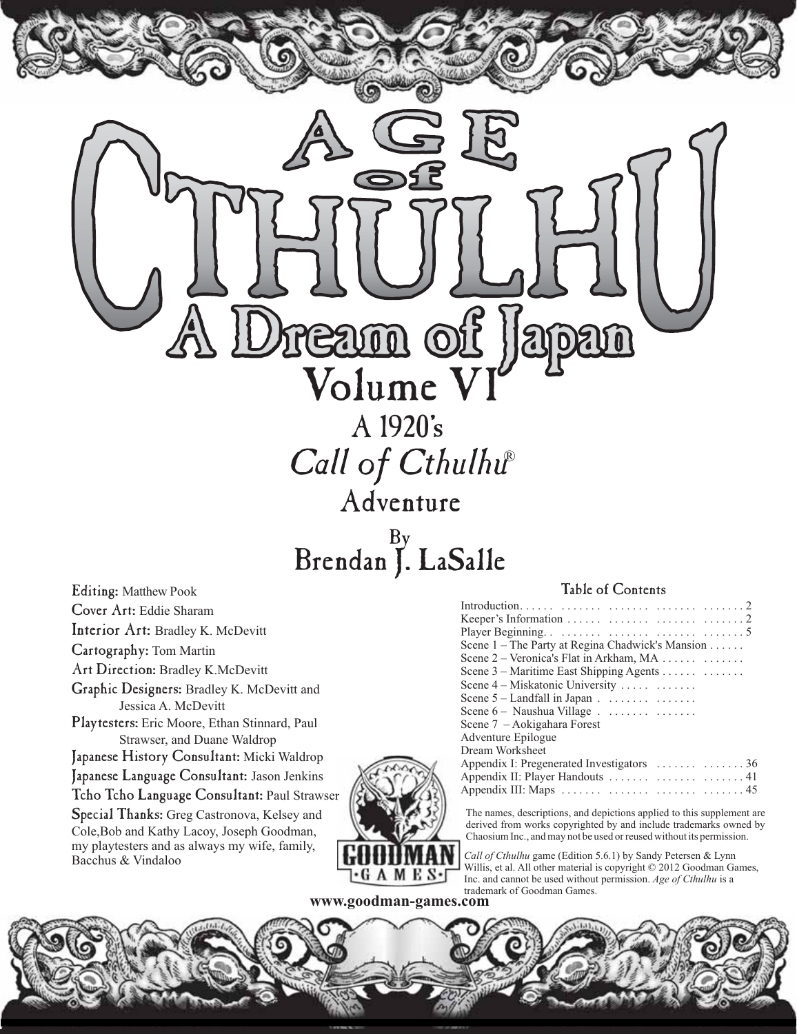# Age of Cthulhu

## A Dream of Japan

## Volume VI

### A 1920's *Call of Cthulhu*® Adventure

### By Brendan J. LaSalle

**Editing:** Matthew Pook
**Cover Art:** Eddie Sharam
**Interior Art:** Bradley K. McDevitt
**Cartography:** Tom Martin
**Art Direction:** Bradley K.McDevitt
**Graphic Designers:** Bradley K. McDevitt and Jessica A. McDevitt
**Playtesters:** Eric Moore, Ethan Stinnard, Paul Strawser, and Duane Waldrop
**Japanese History Consultant:** Micki Waldrop
**Japanese Language Consultant:** Jason Jenkins
**Tcho Tcho Language Consultant:** Paul Strawser
**Special Thanks:** Greg Castronova, Kelsey and Cole,Bob and Kathy Lacoy, Joseph Goodman, my playtesters and as always my wife, family, Bacchus & Vindaloo

### Table of Contents

Introduction. . . . . . . . . . . . . . . . . . . . . . . . . . . . . . . . . . 2
Keeper's Information . . . . . . . . . . . . . . . . . . . . . . . . . . . . 2
Player Beginning. . . . . . . . . . . . . . . . . . . . . . . . . . . . . . . 5
Scene 1 – The Party at Regina Chadwick's Mansion . . . . . .
Scene 2 – Veronica's Flat in Arkham, MA . . . . . . . . . . . . .
Scene 3 – Maritime East Shipping Agents . . . . . . . . . . . . .
Scene 4 – Miskatonic University . . . . . . . . . . . .
Scene 5 – Landfall in Japan . . . . . . . . . . . . . .
Scene 6 – Naushua Village . . . . . . . . . . . . . .
Scene 7 – Aokigahara Forest
Adventure Epilogue
Dream Worksheet
Appendix I: Pregenerated Investigators . . . . . . . . . . . . . 36
Appendix II: Player Handouts . . . . . . . . . . . . . . . . . . . . 41
Appendix III: Maps . . . . . . . . . . . . . . . . . . . . . . . . . . . . 45

The names, descriptions, and depictions applied to this supplement are derived from works copyrighted by and include trademarks owned by Chaosium Inc., and may not be used or reused without its permission.

*Call of Cthulhu* game (Edition 5.6.1) by Sandy Petersen & Lynn Willis, et al. All other material is copyright © 2012 Goodman Games, Inc. and cannot be used without permission. *Age of Cthulhu* is a trademark of Goodman Games.

**www.goodman-games.com**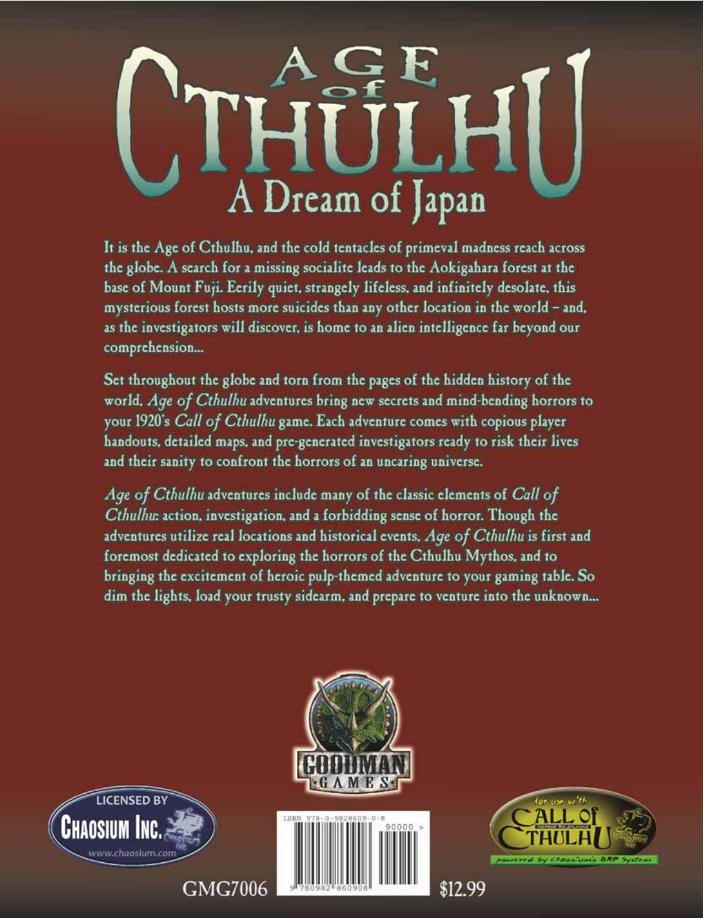# Age of Cthulhu

## A Dream of Japan

It is the Age of Cthulhu, and the cold tentacles of primeval madness reach across the globe. A search for a missing socialite leads to the Aokigahara forest at the base of Mount Fuji. Eerily quiet, strangely lifeless, and infinitely desolate, this mysterious forest hosts more suicides than any other location in the world – and, as the investigators will discover, is home to an alien intelligence far beyond our comprehension...

Set throughout the globe and torn from the pages of the hidden history of the world, *Age of Cthulhu* adventures bring new secrets and mind-bending horrors to your 1920's *Call of Cthulhu* game. Each adventure comes with copious player handouts, detailed maps, and pre-generated investigators ready to risk their lives and their sanity to confront the horrors of an uncaring universe.

*Age of Cthulhu* adventures include many of the classic elements of *Call of Cthulhu*: action, investigation, and a forbidding sense of horror. Though the adventures utilize real locations and historical events, *Age of Cthulhu* is first and foremost dedicated to exploring the horrors of the Cthulhu Mythos, and to bringing the excitement of heroic pulp-themed adventure to your gaming table. So dim the lights, load your trusty sidearm, and prepare to venture into the unknown...

Goodman Games

Licensed by Chaosium Inc.
www.chaosium.com

ISBN 978-0-9828609-0-8
90000 >
9 780982 860908

For use with Call of Cthulhu
powered by Chaosium's BRP System

GMG7006

$12.99